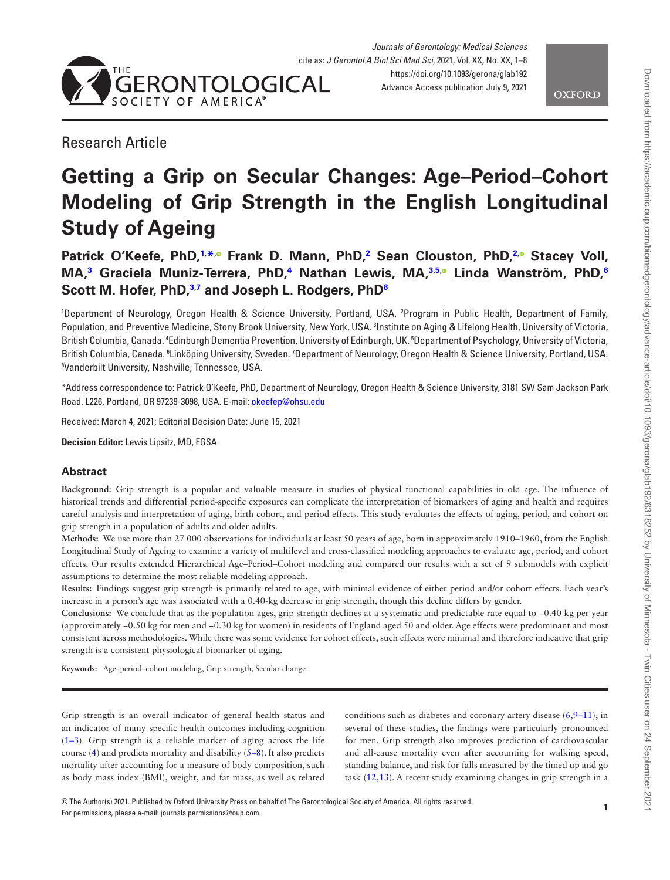Research Article

# Getting a Grip on Secular Changes: Age–Period–Cohort Modeling of Grip Strength in the English Longitudinal Study of Ageing

**Patrick O'Keefe, PhD,[1,*] Frank D. Mann, PhD,[2] Sean Clouston, PhD,[2] Stacey Voll, MA,[3] Graciela Muniz-Terrera, PhD,[4] Nathan Lewis, MA,[3,5] Linda Wanström, PhD,[6] Scott M. Hofer, PhD,[3,7] and Joseph L. Rodgers, PhD[8]**

[1]Department of Neurology, Oregon Health & Science University, Portland, USA. [2]Program in Public Health, Department of Family, Population, and Preventive Medicine, Stony Brook University, New York, USA. [3]Institute on Aging & Lifelong Health, University of Victoria, British Columbia, Canada. [4]Edinburgh Dementia Prevention, University of Edinburgh, UK. [5]Department of Psychology, University of Victoria, British Columbia, Canada. [6]Linköping University, Sweden. [7]Department of Neurology, Oregon Health & Science University, Portland, USA. [8]Vanderbilt University, Nashville, Tennessee, USA.

*Address correspondence to: Patrick O'Keefe, PhD, Department of Neurology, Oregon Health & Science University, 3181 SW Sam Jackson Park Road, L226, Portland, OR 97239-3098, USA. E-mail: okeefep@ohsu.edu

Received: March 4, 2021; Editorial Decision Date: June 15, 2021

**Decision Editor:** Lewis Lipsitz, MD, FGSA

## Abstract

**Background:** Grip strength is a popular and valuable measure in studies of physical functional capabilities in old age. The influence of historical trends and differential period-specific exposures can complicate the interpretation of biomarkers of aging and health and requires careful analysis and interpretation of aging, birth cohort, and period effects. This study evaluates the effects of aging, period, and cohort on grip strength in a population of adults and older adults.

**Methods:** We use more than 27 000 observations for individuals at least 50 years of age, born in approximately 1910–1960, from the English Longitudinal Study of Ageing to examine a variety of multilevel and cross-classified modeling approaches to evaluate age, period, and cohort effects. Our results extended Hierarchical Age–Period–Cohort modeling and compared our results with a set of 9 submodels with explicit assumptions to determine the most reliable modeling approach.

**Results:** Findings suggest grip strength is primarily related to age, with minimal evidence of either period and/or cohort effects. Each year's increase in a person's age was associated with a 0.40-kg decrease in grip strength, though this decline differs by gender.

**Conclusions:** We conclude that as the population ages, grip strength declines at a systematic and predictable rate equal to −0.40 kg per year (approximately −0.50 kg for men and −0.30 kg for women) in residents of England aged 50 and older. Age effects were predominant and most consistent across methodologies. While there was some evidence for cohort effects, such effects were minimal and therefore indicative that grip strength is a consistent physiological biomarker of aging.

**Keywords:** Age–period–cohort modeling, Grip strength, Secular change

Grip strength is an overall indicator of general health status and an indicator of many specific health outcomes including cognition (1–3). Grip strength is a reliable marker of aging across the life course (4) and predicts mortality and disability (5–8). It also predicts mortality after accounting for a measure of body composition, such as body mass index (BMI), weight, and fat mass, as well as related conditions such as diabetes and coronary artery disease (6,9–11); in several of these studies, the findings were particularly pronounced for men. Grip strength also improves prediction of cardiovascular and all-cause mortality even after accounting for walking speed, standing balance, and risk for falls measured by the timed up and go task (12,13). A recent study examining changes in grip strength in a

© The Author(s) 2021. Published by Oxford University Press on behalf of The Gerontological Society of America. All rights reserved.
For permissions, please e-mail: journals.permissions@oup.com.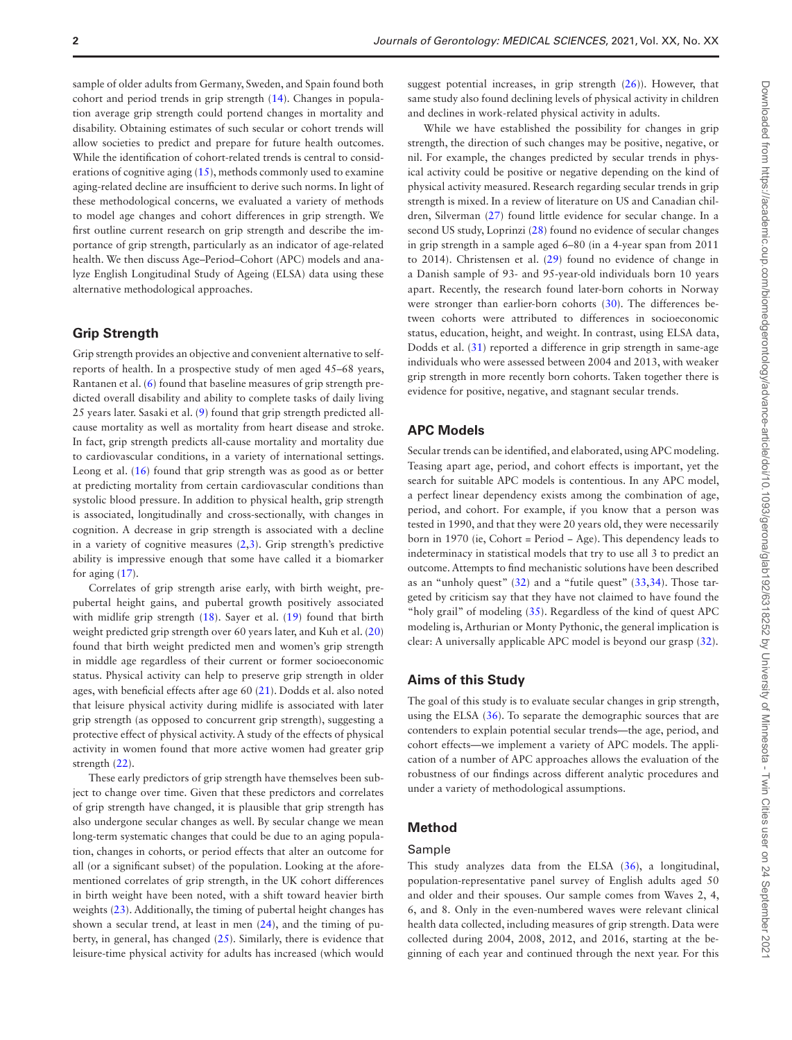sample of older adults from Germany, Sweden, and Spain found both cohort and period trends in grip strength (14). Changes in population average grip strength could portend changes in mortality and disability. Obtaining estimates of such secular or cohort trends will allow societies to predict and prepare for future health outcomes. While the identification of cohort-related trends is central to considerations of cognitive aging (15), methods commonly used to examine aging-related decline are insufficient to derive such norms. In light of these methodological concerns, we evaluated a variety of methods to model age changes and cohort differences in grip strength. We first outline current research on grip strength and describe the importance of grip strength, particularly as an indicator of age-related health. We then discuss Age–Period–Cohort (APC) models and analyze English Longitudinal Study of Ageing (ELSA) data using these alternative methodological approaches.

## Grip Strength

Grip strength provides an objective and convenient alternative to self-reports of health. In a prospective study of men aged 45–68 years, Rantanen et al. (6) found that baseline measures of grip strength predicted overall disability and ability to complete tasks of daily living 25 years later. Sasaki et al. (9) found that grip strength predicted all-cause mortality as well as mortality from heart disease and stroke. In fact, grip strength predicts all-cause mortality and mortality due to cardiovascular conditions, in a variety of international settings. Leong et al. (16) found that grip strength was as good as or better at predicting mortality from certain cardiovascular conditions than systolic blood pressure. In addition to physical health, grip strength is associated, longitudinally and cross-sectionally, with changes in cognition. A decrease in grip strength is associated with a decline in a variety of cognitive measures (2,3). Grip strength's predictive ability is impressive enough that some have called it a biomarker for aging (17).

Correlates of grip strength arise early, with birth weight, prepubertal height gains, and pubertal growth positively associated with midlife grip strength (18). Sayer et al. (19) found that birth weight predicted grip strength over 60 years later, and Kuh et al. (20) found that birth weight predicted men and women's grip strength in middle age regardless of their current or former socioeconomic status. Physical activity can help to preserve grip strength in older ages, with beneficial effects after age 60 (21). Dodds et al. also noted that leisure physical activity during midlife is associated with later grip strength (as opposed to concurrent grip strength), suggesting a protective effect of physical activity. A study of the effects of physical activity in women found that more active women had greater grip strength (22).

These early predictors of grip strength have themselves been subject to change over time. Given that these predictors and correlates of grip strength have changed, it is plausible that grip strength has also undergone secular changes as well. By secular change we mean long-term systematic changes that could be due to an aging population, changes in cohorts, or period effects that alter an outcome for all (or a significant subset) of the population. Looking at the aforementioned correlates of grip strength, in the UK cohort differences in birth weight have been noted, with a shift toward heavier birth weights (23). Additionally, the timing of pubertal height changes has shown a secular trend, at least in men (24), and the timing of puberty, in general, has changed (25). Similarly, there is evidence that leisure-time physical activity for adults has increased (which would suggest potential increases, in grip strength (26)). However, that same study also found declining levels of physical activity in children and declines in work-related physical activity in adults.

While we have established the possibility for changes in grip strength, the direction of such changes may be positive, negative, or nil. For example, the changes predicted by secular trends in physical activity could be positive or negative depending on the kind of physical activity measured. Research regarding secular trends in grip strength is mixed. In a review of literature on US and Canadian children, Silverman (27) found little evidence for secular change. In a second US study, Loprinzi (28) found no evidence of secular changes in grip strength in a sample aged 6–80 (in a 4-year span from 2011 to 2014). Christensen et al. (29) found no evidence of change in a Danish sample of 93- and 95-year-old individuals born 10 years apart. Recently, the research found later-born cohorts in Norway were stronger than earlier-born cohorts (30). The differences between cohorts were attributed to differences in socioeconomic status, education, height, and weight. In contrast, using ELSA data, Dodds et al. (31) reported a difference in grip strength in same-age individuals who were assessed between 2004 and 2013, with weaker grip strength in more recently born cohorts. Taken together there is evidence for positive, negative, and stagnant secular trends.

## APC Models

Secular trends can be identified, and elaborated, using APC modeling. Teasing apart age, period, and cohort effects is important, yet the search for suitable APC models is contentious. In any APC model, a perfect linear dependency exists among the combination of age, period, and cohort. For example, if you know that a person was tested in 1990, and that they were 20 years old, they were necessarily born in 1970 (ie, Cohort = Period – Age). This dependency leads to indeterminacy in statistical models that try to use all 3 to predict an outcome. Attempts to find mechanistic solutions have been described as an "unholy quest" (32) and a "futile quest" (33,34). Those targeted by criticism say that they have not claimed to have found the "holy grail" of modeling (35). Regardless of the kind of quest APC modeling is, Arthurian or Monty Pythonic, the general implication is clear: A universally applicable APC model is beyond our grasp (32).

## Aims of this Study

The goal of this study is to evaluate secular changes in grip strength, using the ELSA (36). To separate the demographic sources that are contenders to explain potential secular trends—the age, period, and cohort effects—we implement a variety of APC models. The application of a number of APC approaches allows the evaluation of the robustness of our findings across different analytic procedures and under a variety of methodological assumptions.

## Method

### Sample

This study analyzes data from the ELSA (36), a longitudinal, population-representative panel survey of English adults aged 50 and older and their spouses. Our sample comes from Waves 2, 4, 6, and 8. Only in the even-numbered waves were relevant clinical health data collected, including measures of grip strength. Data were collected during 2004, 2008, 2012, and 2016, starting at the beginning of each year and continued through the next year. For this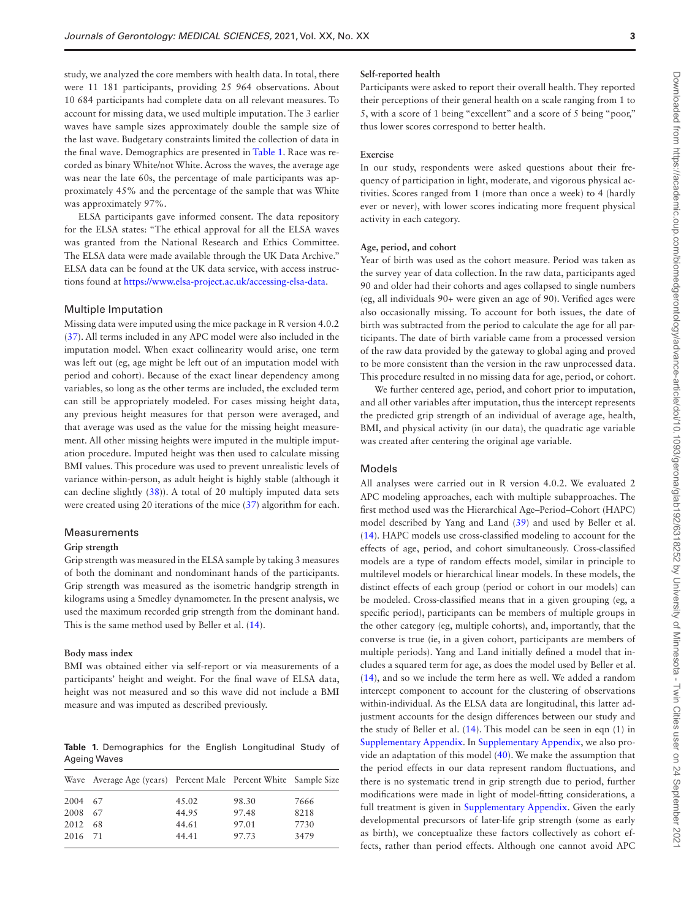study, we analyzed the core members with health data. In total, there were 11 181 participants, providing 25 964 observations. About 10 684 participants had complete data on all relevant measures. To account for missing data, we used multiple imputation. The 3 earlier waves have sample sizes approximately double the sample size of the last wave. Budgetary constraints limited the collection of data in the final wave. Demographics are presented in Table 1. Race was recorded as binary White/not White. Across the waves, the average age was near the late 60s, the percentage of male participants was approximately 45% and the percentage of the sample that was White was approximately 97%.

ELSA participants gave informed consent. The data repository for the ELSA states: "The ethical approval for all the ELSA waves was granted from the National Research and Ethics Committee. The ELSA data were made available through the UK Data Archive." ELSA data can be found at the UK data service, with access instructions found at https://www.elsa-project.ac.uk/accessing-elsa-data.

## Multiple Imputation

Missing data were imputed using the mice package in R version 4.0.2 (37). All terms included in any APC model were also included in the imputation model. When exact collinearity would arise, one term was left out (eg, age might be left out of an imputation model with period and cohort). Because of the exact linear dependency among variables, so long as the other terms are included, the excluded term can still be appropriately modeled. For cases missing height data, any previous height measures for that person were averaged, and that average was used as the value for the missing height measurement. All other missing heights were imputed in the multiple imputation procedure. Imputed height was then used to calculate missing BMI values. This procedure was used to prevent unrealistic levels of variance within-person, as adult height is highly stable (although it can decline slightly (38)). A total of 20 multiply imputed data sets were created using 20 iterations of the mice (37) algorithm for each.

## Measurements

### Grip strength

Grip strength was measured in the ELSA sample by taking 3 measures of both the dominant and nondominant hands of the participants. Grip strength was measured as the isometric handgrip strength in kilograms using a Smedley dynamometer. In the present analysis, we used the maximum recorded grip strength from the dominant hand. This is the same method used by Beller et al. (14).

### Body mass index

BMI was obtained either via self-report or via measurements of a participants' height and weight. For the final wave of ELSA data, height was not measured and so this wave did not include a BMI measure and was imputed as described previously.

**Table 1.** Demographics for the English Longitudinal Study of Ageing Waves

| Wave | Average Age (years) | Percent Male | Percent White | Sample Size |
|---|---|---|---|---|
| 2004 | 67 | 45.02 | 98.30 | 7666 |
| 2008 | 67 | 44.95 | 97.48 | 8218 |
| 2012 | 68 | 44.61 | 97.01 | 7730 |
| 2016 | 71 | 44.41 | 97.73 | 3479 |

### Self-reported health

Participants were asked to report their overall health. They reported their perceptions of their general health on a scale ranging from 1 to 5, with a score of 1 being "excellent" and a score of 5 being "poor," thus lower scores correspond to better health.

### Exercise

In our study, respondents were asked questions about their frequency of participation in light, moderate, and vigorous physical activities. Scores ranged from 1 (more than once a week) to 4 (hardly ever or never), with lower scores indicating more frequent physical activity in each category.

### Age, period, and cohort

Year of birth was used as the cohort measure. Period was taken as the survey year of data collection. In the raw data, participants aged 90 and older had their cohorts and ages collapsed to single numbers (eg, all individuals 90+ were given an age of 90). Verified ages were also occasionally missing. To account for both issues, the date of birth was subtracted from the period to calculate the age for all participants. The date of birth variable came from a processed version of the raw data provided by the gateway to global aging and proved to be more consistent than the version in the raw unprocessed data. This procedure resulted in no missing data for age, period, or cohort.

We further centered age, period, and cohort prior to imputation, and all other variables after imputation, thus the intercept represents the predicted grip strength of an individual of average age, health, BMI, and physical activity (in our data), the quadratic age variable was created after centering the original age variable.

## Models

All analyses were carried out in R version 4.0.2. We evaluated 2 APC modeling approaches, each with multiple subapproaches. The first method used was the Hierarchical Age–Period–Cohort (HAPC) model described by Yang and Land (39) and used by Beller et al. (14). HAPC models use cross-classified modeling to account for the effects of age, period, and cohort simultaneously. Cross-classified models are a type of random effects model, similar in principle to multilevel models or hierarchical linear models. In these models, the distinct effects of each group (period or cohort in our models) can be modeled. Cross-classified means that in a given grouping (eg, a specific period), participants can be members of multiple groups in the other category (eg, multiple cohorts), and, importantly, that the converse is true (ie, in a given cohort, participants are members of multiple periods). Yang and Land initially defined a model that includes a squared term for age, as does the model used by Beller et al. (14), and so we include the term here as well. We added a random intercept component to account for the clustering of observations within-individual. As the ELSA data are longitudinal, this latter adjustment accounts for the design differences between our study and the study of Beller et al. (14). This model can be seen in eqn (1) in Supplementary Appendix. In Supplementary Appendix, we also provide an adaptation of this model (40). We make the assumption that the period effects in our data represent random fluctuations, and there is no systematic trend in grip strength due to period, further modifications were made in light of model-fitting considerations, a full treatment is given in Supplementary Appendix. Given the early developmental precursors of later-life grip strength (some as early as birth), we conceptualize these factors collectively as cohort effects, rather than period effects. Although one cannot avoid APC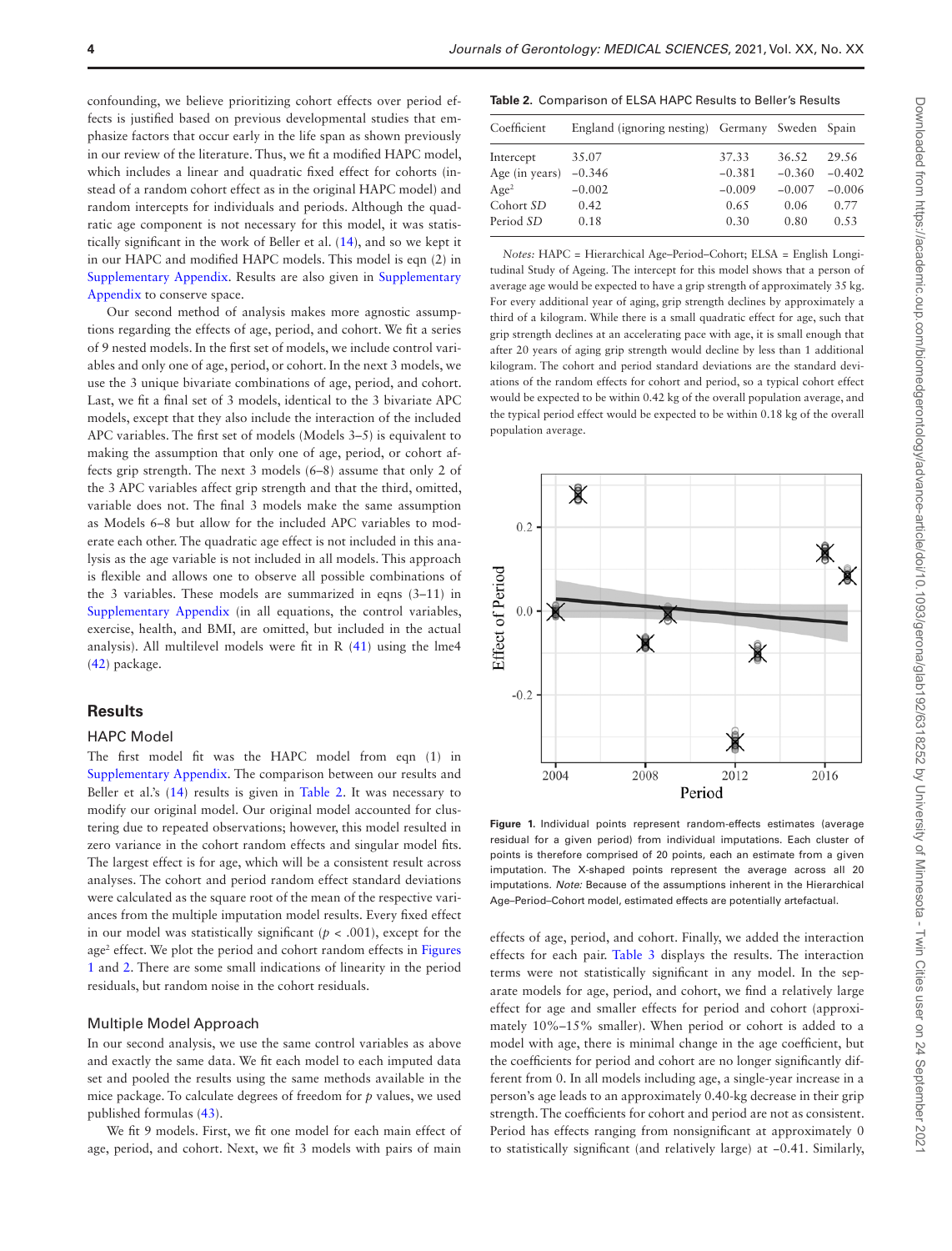confounding, we believe prioritizing cohort effects over period effects is justified based on previous developmental studies that emphasize factors that occur early in the life span as shown previously in our review of the literature. Thus, we fit a modified HAPC model, which includes a linear and quadratic fixed effect for cohorts (instead of a random cohort effect as in the original HAPC model) and random intercepts for individuals and periods. Although the quadratic age component is not necessary for this model, it was statistically significant in the work of Beller et al. (14), and so we kept it in our HAPC and modified HAPC models. This model is eqn (2) in Supplementary Appendix. Results are also given in Supplementary Appendix to conserve space.

Our second method of analysis makes more agnostic assumptions regarding the effects of age, period, and cohort. We fit a series of 9 nested models. In the first set of models, we include control variables and only one of age, period, or cohort. In the next 3 models, we use the 3 unique bivariate combinations of age, period, and cohort. Last, we fit a final set of 3 models, identical to the 3 bivariate APC models, except that they also include the interaction of the included APC variables. The first set of models (Models 3–5) is equivalent to making the assumption that only one of age, period, or cohort affects grip strength. The next 3 models (6–8) assume that only 2 of the 3 APC variables affect grip strength and that the third, omitted, variable does not. The final 3 models make the same assumption as Models 6–8 but allow for the included APC variables to moderate each other. The quadratic age effect is not included in this analysis as the age variable is not included in all models. This approach is flexible and allows one to observe all possible combinations of the 3 variables. These models are summarized in eqns (3–11) in Supplementary Appendix (in all equations, the control variables, exercise, health, and BMI, are omitted, but included in the actual analysis). All multilevel models were fit in R (41) using the lme4 (42) package.

## Results

### HAPC Model

The first model fit was the HAPC model from eqn (1) in Supplementary Appendix. The comparison between our results and Beller et al.'s (14) results is given in Table 2. It was necessary to modify our original model. Our original model accounted for clustering due to repeated observations; however, this model resulted in zero variance in the cohort random effects and singular model fits. The largest effect is for age, which will be a consistent result across analyses. The cohort and period random effect standard deviations were calculated as the square root of the mean of the respective variances from the multiple imputation model results. Every fixed effect in our model was statistically significant ($p < .001$), except for the age$^2$ effect. We plot the period and cohort random effects in Figures 1 and 2. There are some small indications of linearity in the period residuals, but random noise in the cohort residuals.

### Multiple Model Approach

In our second analysis, we use the same control variables as above and exactly the same data. We fit each model to each imputed data set and pooled the results using the same methods available in the mice package. To calculate degrees of freedom for $p$ values, we used published formulas (43).

We fit 9 models. First, we fit one model for each main effect of age, period, and cohort. Next, we fit 3 models with pairs of main effects of age, period, and cohort. Finally, we added the interaction effects for each pair. Table 3 displays the results. The interaction terms were not statistically significant in any model. In the separate models for age, period, and cohort, we find a relatively large effect for age and smaller effects for period and cohort (approximately 10%–15% smaller). When period or cohort is added to a model with age, there is minimal change in the age coefficient, but the coefficients for period and cohort are no longer significantly different from 0. In all models including age, a single-year increase in a person's age leads to an approximately 0.40-kg decrease in their grip strength. The coefficients for cohort and period are not as consistent. Period has effects ranging from nonsignificant at approximately 0 to statistically significant (and relatively large) at −0.41. Similarly,

**Table 2.** Comparison of ELSA HAPC Results to Beller's Results

| Coefficient | England (ignoring nesting) | Germany | Sweden | Spain |
|---|---|---|---|---|
| Intercept | 35.07 | 37.33 | 36.52 | 29.56 |
| Age (in years) | −0.346 | −0.381 | −0.360 | −0.402 |
| Age$^2$ | −0.002 | −0.009 | −0.007 | −0.006 |
| Cohort *SD* | 0.42 | 0.65 | 0.06 | 0.77 |
| Period *SD* | 0.18 | 0.30 | 0.80 | 0.53 |

*Notes:* HAPC = Hierarchical Age–Period–Cohort; ELSA = English Longitudinal Study of Ageing. The intercept for this model shows that a person of average age would be expected to have a grip strength of approximately 35 kg. For every additional year of aging, grip strength declines by approximately a third of a kilogram. While there is a small quadratic effect for age, such that grip strength declines at an accelerating pace with age, it is small enough that after 20 years of aging grip strength would decline by less than 1 additional kilogram. The cohort and period standard deviations are the standard deviations of the random effects for cohort and period, so a typical cohort effect would be expected to be within 0.42 kg of the overall population average, and the typical period effect would be expected to be within 0.18 kg of the overall population average.

**Figure 1.** Individual points represent random-effects estimates (average residual for a given period) from individual imputations. Each cluster of points is therefore comprised of 20 points, each an estimate from a given imputation. The X-shaped points represent the average across all 20 imputations. *Note:* Because of the assumptions inherent in the Hierarchical Age–Period–Cohort model, estimated effects are potentially artefactual.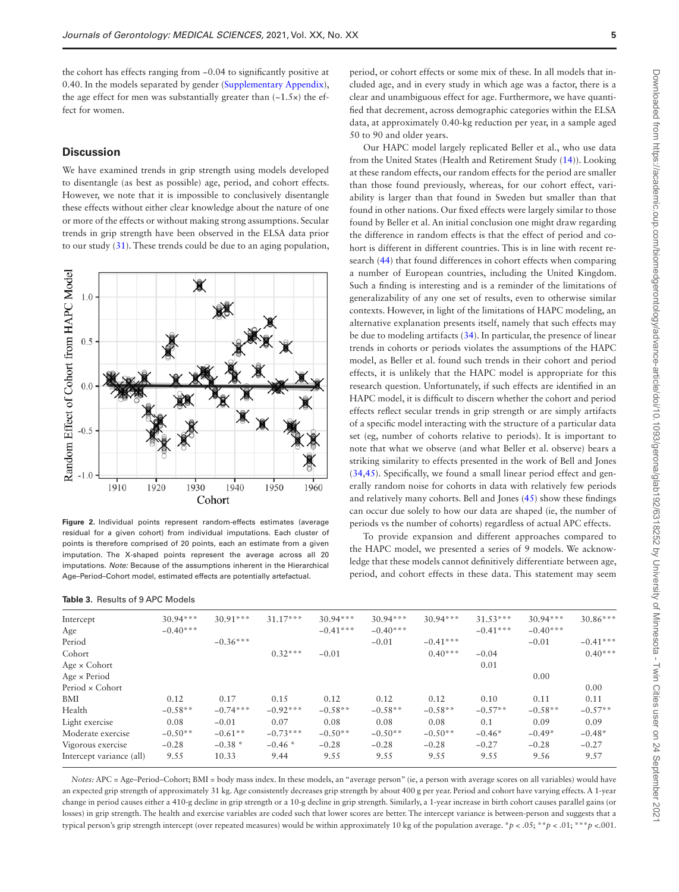the cohort has effects ranging from −0.04 to significantly positive at 0.40. In the models separated by gender (Supplementary Appendix), the age effect for men was substantially greater than (~1.5×) the effect for women.

## Discussion

We have examined trends in grip strength using models developed to disentangle (as best as possible) age, period, and cohort effects. However, we note that it is impossible to conclusively disentangle these effects without either clear knowledge about the nature of one or more of the effects or without making strong assumptions. Secular trends in grip strength have been observed in the ELSA data prior to our study (31). These trends could be due to an aging population, period, or cohort effects or some mix of these. In all models that included age, and in every study in which age was a factor, there is a clear and unambiguous effect for age. Furthermore, we have quantified that decrement, across demographic categories within the ELSA data, at approximately 0.40-kg reduction per year, in a sample aged 50 to 90 and older years.

Our HAPC model largely replicated Beller et al., who use data from the United States (Health and Retirement Study (14)). Looking at these random effects, our random effects for the period are smaller than those found previously, whereas, for our cohort effect, variability is larger than that found in Sweden but smaller than that found in other nations. Our fixed effects were largely similar to those found by Beller et al. An initial conclusion one might draw regarding the difference in random effects is that the effect of period and cohort is different in different countries. This is in line with recent research (44) that found differences in cohort effects when comparing a number of European countries, including the United Kingdom. Such a finding is interesting and is a reminder of the limitations of generalizability of any one set of results, even to otherwise similar contexts. However, in light of the limitations of HAPC modeling, an alternative explanation presents itself, namely that such effects may be due to modeling artifacts (34). In particular, the presence of linear trends in cohorts or periods violates the assumptions of the HAPC model, as Beller et al. found such trends in their cohort and period effects, it is unlikely that the HAPC model is appropriate for this research question. Unfortunately, if such effects are identified in an HAPC model, it is difficult to discern whether the cohort and period effects reflect secular trends in grip strength or are simply artifacts of a specific model interacting with the structure of a particular data set (eg, number of cohorts relative to periods). It is important to note that what we observe (and what Beller et al. observe) bears a striking similarity to effects presented in the work of Bell and Jones (34,45). Specifically, we found a small linear period effect and generally random noise for cohorts in data with relatively few periods and relatively many cohorts. Bell and Jones (45) show these findings can occur due solely to how our data are shaped (ie, the number of periods vs the number of cohorts) regardless of actual APC effects.

To provide expansion and different approaches compared to the HAPC model, we presented a series of 9 models. We acknowledge that these models cannot definitively differentiate between age, period, and cohort effects in these data. This statement may seem

**Figure 2.** Individual points represent random-effects estimates (average residual for a given cohort) from individual imputations. Each cluster of points is therefore comprised of 20 points, each an estimate from a given imputation. The X-shaped points represent the average across all 20 imputations. *Note:* Because of the assumptions inherent in the Hierarchical Age–Period–Cohort model, estimated effects are potentially artefactual.

**Table 3.** Results of 9 APC Models

| | | | | | | | | | |
|---|---|---|---|---|---|---|---|---|---|
| Intercept | 30.94*** | 30.91*** | 31.17*** | 30.94*** | 30.94*** | 30.94*** | 31.53*** | 30.94*** | 30.86*** |
| Age | −0.40*** | | | −0.41*** | −0.40*** | | −0.41*** | −0.40*** | |
| Period | | −0.36*** | | | −0.01 | −0.41*** | | −0.01 | −0.41*** |
| Cohort | | | 0.32*** | −0.01 | | 0.40*** | −0.04 | | 0.40*** |
| Age × Cohort | | | | | | | 0.01 | | |
| Age × Period | | | | | | | | 0.00 | |
| Period × Cohort | | | | | | | | | 0.00 |
| BMI | 0.12 | 0.17 | 0.15 | 0.12 | 0.12 | 0.12 | 0.10 | 0.11 | 0.11 |
| Health | −0.58** | −0.74*** | −0.92*** | −0.58** | −0.58** | −0.58** | −0.57** | −0.58** | −0.57** |
| Light exercise | 0.08 | −0.01 | 0.07 | 0.08 | 0.08 | 0.08 | 0.1 | 0.09 | 0.09 |
| Moderate exercise | −0.50** | −0.61** | −0.73*** | −0.50** | −0.50** | −0.50** | −0.46* | −0.49* | −0.48* |
| Vigorous exercise | −0.28 | −0.38 * | −0.46 * | −0.28 | −0.28 | −0.28 | −0.27 | −0.28 | −0.27 |
| Intercept variance (all) | 9.55 | 10.33 | 9.44 | 9.55 | 9.55 | 9.55 | 9.55 | 9.56 | 9.57 |

*Notes:* APC = Age–Period–Cohort; BMI = body mass index. In these models, an "average person" (ie, a person with average scores on all variables) would have an expected grip strength of approximately 31 kg. Age consistently decreases grip strength by about 400 g per year. Period and cohort have varying effects. A 1-year change in period causes either a 410-g decline in grip strength or a 10-g decline in grip strength. Similarly, a 1-year increase in birth cohort causes parallel gains (or losses) in grip strength. The health and exercise variables are coded such that lower scores are better. The intercept variance is between-person and suggests that a typical person's grip strength intercept (over repeated measures) would be within approximately 10 kg of the population average. *$p$ < .05; **$p$ < .01; ***$p$ <.001.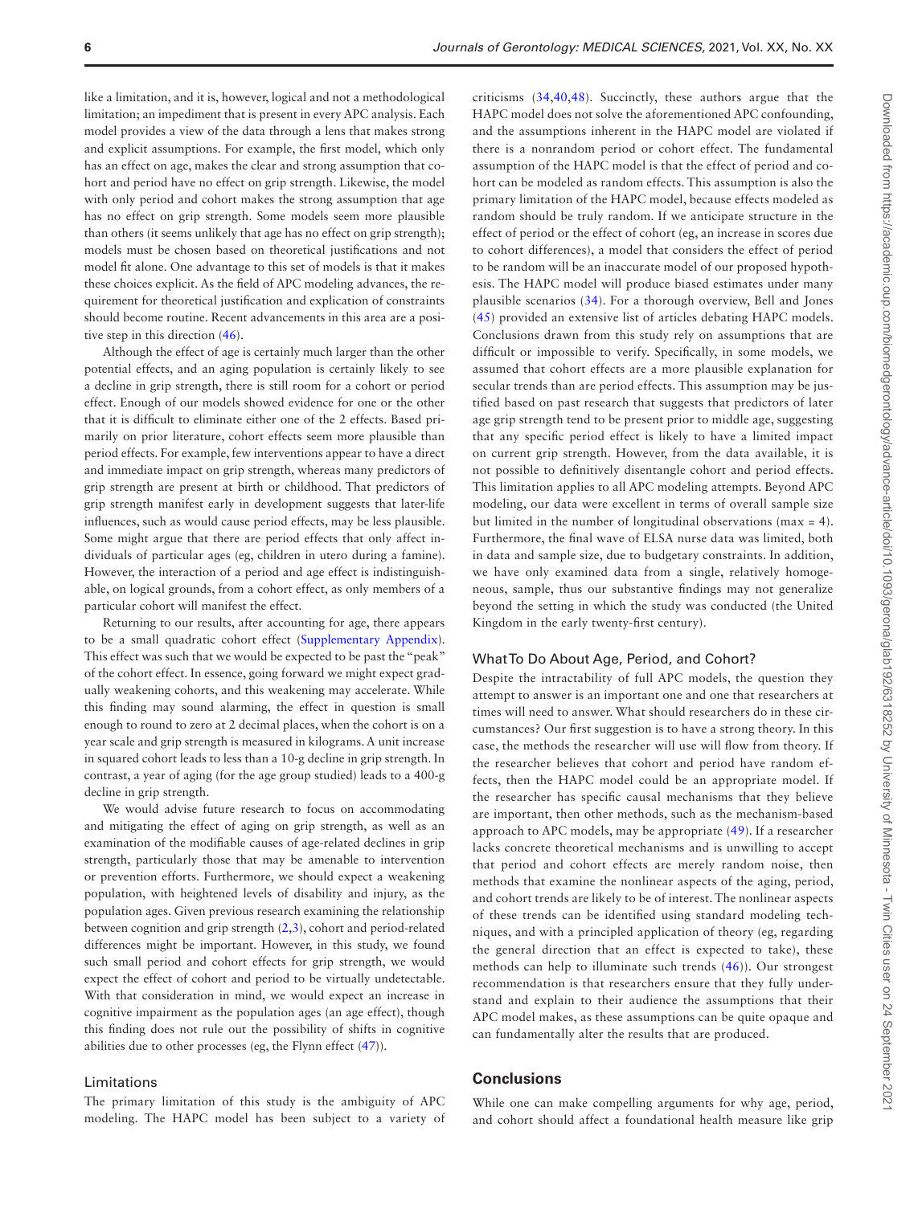like a limitation, and it is, however, logical and not a methodological limitation; an impediment that is present in every APC analysis. Each model provides a view of the data through a lens that makes strong and explicit assumptions. For example, the first model, which only has an effect on age, makes the clear and strong assumption that cohort and period have no effect on grip strength. Likewise, the model with only period and cohort makes the strong assumption that age has no effect on grip strength. Some models seem more plausible than others (it seems unlikely that age has no effect on grip strength); models must be chosen based on theoretical justifications and not model fit alone. One advantage to this set of models is that it makes these choices explicit. As the field of APC modeling advances, the requirement for theoretical justification and explication of constraints should become routine. Recent advancements in this area are a positive step in this direction (46).

Although the effect of age is certainly much larger than the other potential effects, and an aging population is certainly likely to see a decline in grip strength, there is still room for a cohort or period effect. Enough of our models showed evidence for one or the other that it is difficult to eliminate either one of the 2 effects. Based primarily on prior literature, cohort effects seem more plausible than period effects. For example, few interventions appear to have a direct and immediate impact on grip strength, whereas many predictors of grip strength are present at birth or childhood. That predictors of grip strength manifest early in development suggests that later-life influences, such as would cause period effects, may be less plausible. Some might argue that there are period effects that only affect individuals of particular ages (eg, children in utero during a famine). However, the interaction of a period and age effect is indistinguishable, on logical grounds, from a cohort effect, as only members of a particular cohort will manifest the effect.

Returning to our results, after accounting for age, there appears to be a small quadratic cohort effect (Supplementary Appendix). This effect was such that we would be expected to be past the "peak" of the cohort effect. In essence, going forward we might expect gradually weakening cohorts, and this weakening may accelerate. While this finding may sound alarming, the effect in question is small enough to round to zero at 2 decimal places, when the cohort is on a year scale and grip strength is measured in kilograms. A unit increase in squared cohort leads to less than a 10-g decline in grip strength. In contrast, a year of aging (for the age group studied) leads to a 400-g decline in grip strength.

We would advise future research to focus on accommodating and mitigating the effect of aging on grip strength, as well as an examination of the modifiable causes of age-related declines in grip strength, particularly those that may be amenable to intervention or prevention efforts. Furthermore, we should expect a weakening population, with heightened levels of disability and injury, as the population ages. Given previous research examining the relationship between cognition and grip strength (2,3), cohort and period-related differences might be important. However, in this study, we found such small period and cohort effects for grip strength, we would expect the effect of cohort and period to be virtually undetectable. With that consideration in mind, we would expect an increase in cognitive impairment as the population ages (an age effect), though this finding does not rule out the possibility of shifts in cognitive abilities due to other processes (eg, the Flynn effect (47)).

### Limitations

The primary limitation of this study is the ambiguity of APC modeling. The HAPC model has been subject to a variety of criticisms (34,40,48). Succinctly, these authors argue that the HAPC model does not solve the aforementioned APC confounding, and the assumptions inherent in the HAPC model are violated if there is a nonrandom period or cohort effect. The fundamental assumption of the HAPC model is that the effect of period and cohort can be modeled as random effects. This assumption is also the primary limitation of the HAPC model, because effects modeled as random should be truly random. If we anticipate structure in the effect of period or the effect of cohort (eg, an increase in scores due to cohort differences), a model that considers the effect of period to be random will be an inaccurate model of our proposed hypothesis. The HAPC model will produce biased estimates under many plausible scenarios (34). For a thorough overview, Bell and Jones (45) provided an extensive list of articles debating HAPC models. Conclusions drawn from this study rely on assumptions that are difficult or impossible to verify. Specifically, in some models, we assumed that cohort effects are a more plausible explanation for secular trends than are period effects. This assumption may be justified based on past research that suggests that predictors of later age grip strength tend to be present prior to middle age, suggesting that any specific period effect is likely to have a limited impact on current grip strength. However, from the data available, it is not possible to definitively disentangle cohort and period effects. This limitation applies to all APC modeling attempts. Beyond APC modeling, our data were excellent in terms of overall sample size but limited in the number of longitudinal observations (max = 4). Furthermore, the final wave of ELSA nurse data was limited, both in data and sample size, due to budgetary constraints. In addition, we have only examined data from a single, relatively homogeneous, sample, thus our substantive findings may not generalize beyond the setting in which the study was conducted (the United Kingdom in the early twenty-first century).

### What To Do About Age, Period, and Cohort?

Despite the intractability of full APC models, the question they attempt to answer is an important one and one that researchers at times will need to answer. What should researchers do in these circumstances? Our first suggestion is to have a strong theory. In this case, the methods the researcher will use will flow from theory. If the researcher believes that cohort and period have random effects, then the HAPC model could be an appropriate model. If the researcher has specific causal mechanisms that they believe are important, then other methods, such as the mechanism-based approach to APC models, may be appropriate (49). If a researcher lacks concrete theoretical mechanisms and is unwilling to accept that period and cohort effects are merely random noise, then methods that examine the nonlinear aspects of the aging, period, and cohort trends are likely to be of interest. The nonlinear aspects of these trends can be identified using standard modeling techniques, and with a principled application of theory (eg, regarding the general direction that an effect is expected to take), these methods can help to illuminate such trends (46)). Our strongest recommendation is that researchers ensure that they fully understand and explain to their audience the assumptions that their APC model makes, as these assumptions can be quite opaque and can fundamentally alter the results that are produced.

## Conclusions

While one can make compelling arguments for why age, period, and cohort should affect a foundational health measure like grip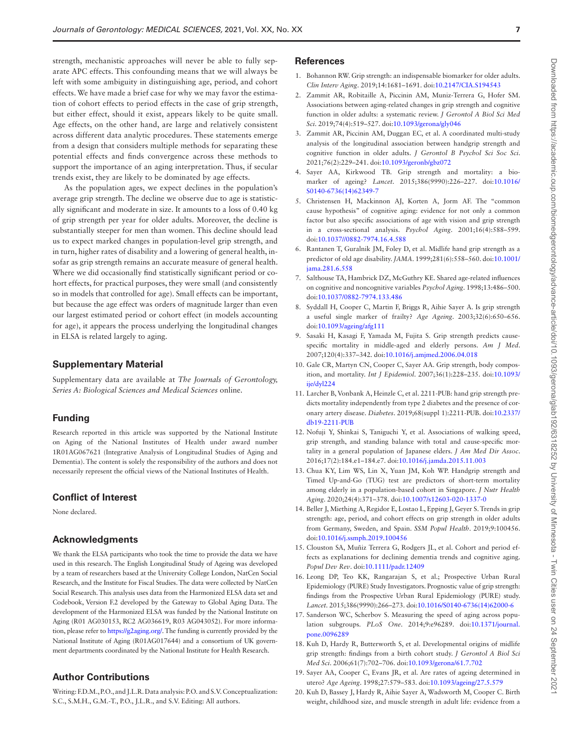strength, mechanistic approaches will never be able to fully separate APC effects. This confounding means that we will always be left with some ambiguity in distinguishing age, period, and cohort effects. We have made a brief case for why we may favor the estimation of cohort effects to period effects in the case of grip strength, but either effect, should it exist, appears likely to be quite small. Age effects, on the other hand, are large and relatively consistent across different data analytic procedures. These statements emerge from a design that considers multiple methods for separating these potential effects and finds convergence across these methods to support the importance of an aging interpretation. Thus, if secular trends exist, they are likely to be dominated by age effects.

As the population ages, we expect declines in the population's average grip strength. The decline we observe due to age is statistically significant and moderate in size. It amounts to a loss of 0.40 kg of grip strength per year for older adults. Moreover, the decline is substantially steeper for men than women. This decline should lead us to expect marked changes in population-level grip strength, and in turn, higher rates of disability and a lowering of general health, insofar as grip strength remains an accurate measure of general health. Where we did occasionally find statistically significant period or cohort effects, for practical purposes, they were small (and consistently so in models that controlled for age). Small effects can be important, but because the age effect was orders of magnitude larger than even our largest estimated period or cohort effect (in models accounting for age), it appears the process underlying the longitudinal changes in ELSA is related largely to aging.

## Supplementary Material

Supplementary data are available at *The Journals of Gerontology, Series A: Biological Sciences and Medical Sciences* online.

## Funding

Research reported in this article was supported by the National Institute on Aging of the National Institutes of Health under award number 1R01AG067621 (Integrative Analysis of Longitudinal Studies of Aging and Dementia). The content is solely the responsibility of the authors and does not necessarily represent the official views of the National Institutes of Health.

## Conflict of Interest

None declared.

## Acknowledgments

We thank the ELSA participants who took the time to provide the data we have used in this research. The English Longitudinal Study of Ageing was developed by a team of researchers based at the University College London, NatCen Social Research, and the Institute for Fiscal Studies. The data were collected by NatCen Social Research. This analysis uses data from the Harmonized ELSA data set and Codebook, Version F.2 developed by the Gateway to Global Aging Data. The development of the Harmonized ELSA was funded by the National Institute on Aging (R01 AG030153, RC2 AG036619, R03 AG043052). For more information, please refer to https://g2aging.org/. The funding is currently provided by the National Institute of Aging (R01AG017644) and a consortium of UK government departments coordinated by the National Institute for Health Research.

## Author Contributions

Writing: F.D.M., P.O., and J.L.R. Data analysis: P.O. and S.V. Conceptualization: S.C., S.M.H., G.M.-T., P.O., J.L.R., and S.V. Editing: All authors.

## References

1. Bohannon RW. Grip strength: an indispensable biomarker for older adults. *Clin Interv Aging*. 2019;14:1681–1691. doi:10.2147/CIA.S194543
2. Zammit AR, Robitaille A, Piccinin AM, Muniz-Terrera G, Hofer SM. Associations between aging-related changes in grip strength and cognitive function in older adults: a systematic review. *J Gerontol A Biol Sci Med Sci*. 2019;74(4):519–527. doi:10.1093/gerona/gly046
3. Zammit AR, Piccinin AM, Duggan EC, et al. A coordinated multi-study analysis of the longitudinal association between handgrip strength and cognitive function in older adults. *J Gerontol B Psychol Sci Soc Sci*. 2021;76(2):229–241. doi:10.1093/geronb/gbz072
4. Sayer AA, Kirkwood TB. Grip strength and mortality: a biomarker of ageing? *Lancet*. 2015;386(9990):226–227. doi:10.1016/S0140-6736(14)62349-7
5. Christensen H, Mackinnon AJ, Korten A, Jorm AF. The "common cause hypothesis" of cognitive aging: evidence for not only a common factor but also specific associations of age with vision and grip strength in a cross-sectional analysis. *Psychol Aging*. 2001;16(4):588–599. doi:10.1037//0882-7974.16.4.588
6. Rantanen T, Guralnik JM, Foley D, et al. Midlife hand grip strength as a predictor of old age disability. *JAMA*. 1999;281(6):558–560. doi:10.1001/jama.281.6.558
7. Salthouse TA, Hambrick DZ, McGuthry KE. Shared age-related influences on cognitive and noncognitive variables *Psychol Aging*. 1998;13:486–500. doi:10.1037/0882-7974.133.486
8. Syddall H, Cooper C, Martin F, Briggs R, Aihie Sayer A. Is grip strength a useful single marker of frailty? *Age Ageing*. 2003;32(6):650–656. doi:10.1093/ageing/afg111
9. Sasaki H, Kasagi F, Yamada M, Fujita S. Grip strength predicts cause-specific mortality in middle-aged and elderly persons. *Am J Med*. 2007;120(4):337–342. doi:10.1016/j.amjmed.2006.04.018
10. Gale CR, Martyn CN, Cooper C, Sayer AA. Grip strength, body composition, and mortality. *Int J Epidemiol*. 2007;36(1):228–235. doi:10.1093/ije/dyl224
11. Larcher B, Vonbank A, Heinzle C, et al. 2211-PUB: hand grip strength predicts mortality independently from type 2 diabetes and the presence of coronary artery disease. *Diabetes*. 2019;68(suppl 1):2211-PUB. doi:10.2337/db19-2211-PUB
12. Nofuji Y, Shinkai S, Taniguchi Y, et al. Associations of walking speed, grip strength, and standing balance with total and cause-specific mortality in a general population of Japanese elders. *J Am Med Dir Assoc*. 2016;17(2):184.e1–184.e7. doi:10.1016/j.jamda.2015.11.003
13. Chua KY, Lim WS, Lin X, Yuan JM, Koh WP. Handgrip strength and Timed Up-and-Go (TUG) test are predictors of short-term mortality among elderly in a population-based cohort in Singapore. *J Nutr Health Aging*. 2020;24(4):371–378. doi:10.1007/s12603-020-1337-0
14. Beller J, Miething A, Regidor E, Lostao L, Epping J, Geyer S. Trends in grip strength: age, period, and cohort effects on grip strength in older adults from Germany, Sweden, and Spain. *SSM Popul Health*. 2019;9:100456. doi:10.1016/j.ssmph.2019.100456
15. Clouston SA, Muñiz Terrera G, Rodgers JL, et al. Cohort and period effects as explanations for declining dementia trends and cognitive aging. *Popul Dev Rev*. doi:10.1111/padr.12409
16. Leong DP, Teo KK, Rangarajan S, et al.; Prospective Urban Rural Epidemiology (PURE) Study Investigators. Prognostic value of grip strength: findings from the Prospective Urban Rural Epidemiology (PURE) study. *Lancet*. 2015;386(9990):266–273. doi:10.1016/S0140-6736(14)62000-6
17. Sanderson WC, Scherbov S. Measuring the speed of aging across population subgroups. *PLoS One*. 2014;9:e96289. doi:10.1371/journal.pone.0096289
18. Kuh D, Hardy R, Butterworth S, et al. Developmental origins of midlife grip strength: findings from a birth cohort study. *J Gerontol A Biol Sci Med Sci*. 2006;61(7):702–706. doi:10.1093/gerona/61.7.702
19. Sayer AA, Cooper C, Evans JR, et al. Are rates of ageing determined in utero? *Age Ageing*. 1998;27:579–583. doi:10.1093/ageing/27.5.579
20. Kuh D, Bassey J, Hardy R, Aihie Sayer A, Wadsworth M, Cooper C. Birth weight, childhood size, and muscle strength in adult life: evidence from a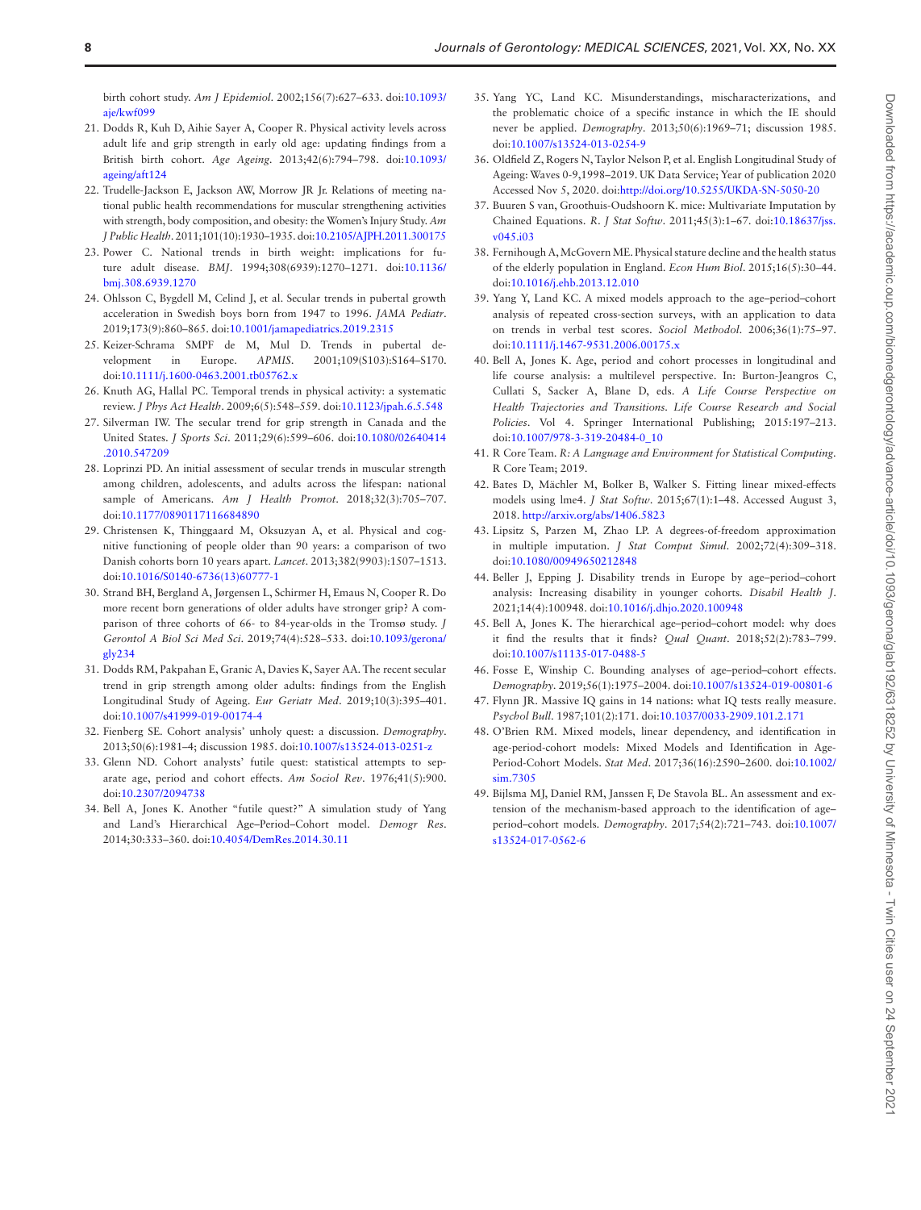birth cohort study. *Am J Epidemiol*. 2002;156(7):627–633. doi:10.1093/aje/kwf099

21. Dodds R, Kuh D, Aihie Sayer A, Cooper R. Physical activity levels across adult life and grip strength in early old age: updating findings from a British birth cohort. *Age Ageing*. 2013;42(6):794–798. doi:10.1093/ageing/aft124
22. Trudelle-Jackson E, Jackson AW, Morrow JR Jr. Relations of meeting national public health recommendations for muscular strengthening activities with strength, body composition, and obesity: the Women's Injury Study. *Am J Public Health*. 2011;101(10):1930–1935. doi:10.2105/AJPH.2011.300175
23. Power C. National trends in birth weight: implications for future adult disease. *BMJ*. 1994;308(6939):1270–1271. doi:10.1136/bmj.308.6939.1270
24. Ohlsson C, Bygdell M, Celind J, et al. Secular trends in pubertal growth acceleration in Swedish boys born from 1947 to 1996. *JAMA Pediatr*. 2019;173(9):860–865. doi:10.1001/jamapediatrics.2019.2315
25. Keizer-Schrama SMPF de M, Mul D. Trends in pubertal development in Europe. *APMIS*. 2001;109(S103):S164–S170. doi:10.1111/j.1600-0463.2001.tb05762.x
26. Knuth AG, Hallal PC. Temporal trends in physical activity: a systematic review. *J Phys Act Health*. 2009;6(5):548–559. doi:10.1123/jpah.6.5.548
27. Silverman IW. The secular trend for grip strength in Canada and the United States. *J Sports Sci*. 2011;29(6):599–606. doi:10.1080/02640414.2010.547209
28. Loprinzi PD. An initial assessment of secular trends in muscular strength among children, adolescents, and adults across the lifespan: national sample of Americans. *Am J Health Promot*. 2018;32(3):705–707. doi:10.1177/0890117116684890
29. Christensen K, Thinggaard M, Oksuzyan A, et al. Physical and cognitive functioning of people older than 90 years: a comparison of two Danish cohorts born 10 years apart. *Lancet*. 2013;382(9903):1507–1513. doi:10.1016/S0140-6736(13)60777-1
30. Strand BH, Bergland A, Jørgensen L, Schirmer H, Emaus N, Cooper R. Do more recent born generations of older adults have stronger grip? A comparison of three cohorts of 66- to 84-year-olds in the Tromsø study. *J Gerontol A Biol Sci Med Sci*. 2019;74(4):528–533. doi:10.1093/gerona/gly234
31. Dodds RM, Pakpahan E, Granic A, Davies K, Sayer AA. The recent secular trend in grip strength among older adults: findings from the English Longitudinal Study of Ageing. *Eur Geriatr Med*. 2019;10(3):395–401. doi:10.1007/s41999-019-00174-4
32. Fienberg SE. Cohort analysis' unholy quest: a discussion. *Demography*. 2013;50(6):1981–4; discussion 1985. doi:10.1007/s13524-013-0251-z
33. Glenn ND. Cohort analysts' futile quest: statistical attempts to separate age, period and cohort effects. *Am Sociol Rev*. 1976;41(5):900. doi:10.2307/2094738
34. Bell A, Jones K. Another "futile quest?" A simulation study of Yang and Land's Hierarchical Age–Period–Cohort model. *Demogr Res*. 2014;30:333–360. doi:10.4054/DemRes.2014.30.11
35. Yang YC, Land KC. Misunderstandings, mischaracterizations, and the problematic choice of a specific instance in which the IE should never be applied. *Demography*. 2013;50(6):1969–71; discussion 1985. doi:10.1007/s13524-013-0254-9
36. Oldfield Z, Rogers N, Taylor Nelson P, et al. English Longitudinal Study of Ageing: Waves 0-9,1998–2019. UK Data Service; Year of publication 2020 Accessed Nov 5, 2020. doi:http://doi.org/10.5255/UKDA-SN-5050-20
37. Buuren S van, Groothuis-Oudshoorn K. mice: Multivariate Imputation by Chained Equations. *R. J Stat Softw*. 2011;45(3):1–67. doi:10.18637/jss.v045.i03
38. Fernihough A, McGovern ME. Physical stature decline and the health status of the elderly population in England. *Econ Hum Biol*. 2015;16(5):30–44. doi:10.1016/j.ehb.2013.12.010
39. Yang Y, Land KC. A mixed models approach to the age–period–cohort analysis of repeated cross-section surveys, with an application to data on trends in verbal test scores. *Sociol Methodol*. 2006;36(1):75–97. doi:10.1111/j.1467-9531.2006.00175.x
40. Bell A, Jones K. Age, period and cohort processes in longitudinal and life course analysis: a multilevel perspective. In: Burton-Jeangros C, Cullati S, Sacker A, Blane D, eds. *A Life Course Perspective on Health Trajectories and Transitions. Life Course Research and Social Policies*. Vol 4. Springer International Publishing; 2015:197–213. doi:10.1007/978-3-319-20484-0_10
41. R Core Team. *R: A Language and Environment for Statistical Computing*. R Core Team; 2019.
42. Bates D, Mächler M, Bolker B, Walker S. Fitting linear mixed-effects models using lme4. *J Stat Softw*. 2015;67(1):1–48. Accessed August 3, 2018. http://arxiv.org/abs/1406.5823
43. Lipsitz S, Parzen M, Zhao LP. A degrees-of-freedom approximation in multiple imputation. *J Stat Comput Simul*. 2002;72(4):309–318. doi:10.1080/00949650212848
44. Beller J, Epping J. Disability trends in Europe by age–period–cohort analysis: Increasing disability in younger cohorts. *Disabil Health J*. 2021;14(4):100948. doi:10.1016/j.dhjo.2020.100948
45. Bell A, Jones K. The hierarchical age–period–cohort model: why does it find the results that it finds? *Qual Quant*. 2018;52(2):783–799. doi:10.1007/s11135-017-0488-5
46. Fosse E, Winship C. Bounding analyses of age–period–cohort effects. *Demography*. 2019;56(1):1975–2004. doi:10.1007/s13524-019-00801-6
47. Flynn JR. Massive IQ gains in 14 nations: what IQ tests really measure. *Psychol Bull*. 1987;101(2):171. doi:10.1037/0033-2909.101.2.171
48. O'Brien RM. Mixed models, linear dependency, and identification in age-period-cohort models: Mixed Models and Identification in Age-Period-Cohort Models. *Stat Med*. 2017;36(16):2590–2600. doi:10.1002/sim.7305
49. Bijlsma MJ, Daniel RM, Janssen F, De Stavola BL. An assessment and extension of the mechanism-based approach to the identification of age–period–cohort models. *Demography*. 2017;54(2):721–743. doi:10.1007/s13524-017-0562-6